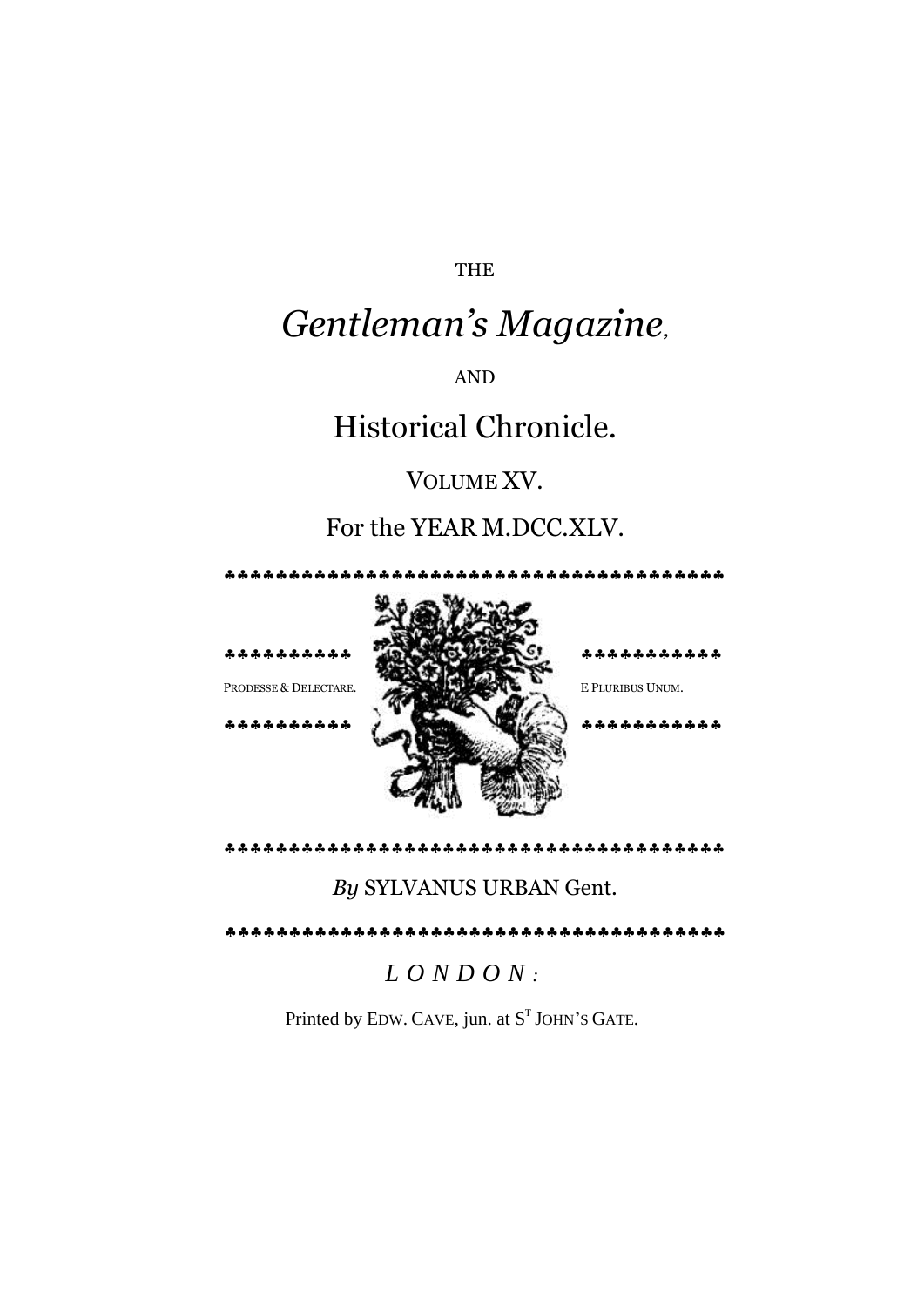THE

# *Gentleman's Magazine*,

AND

# Historical Chronicle.

VOLUME XV.

For the YEAR M.DCC.XLV.

♣♣♣♣♣♣♣♣♣♣♣♣♣♣♣♣♣♣♣♣♣♣♣♣♣♣♣♣♣♣♣♣♣♣♣♣♣♣♣♣

♣♣♣♣♣♣♣♣♣♣

PRODESSE & DELECTARE.

♣♣♣♣♣♣♣♣♣♣

♣♣♣♣♣♣♣♣♣♣♣

E PLURIBUS UNUM.

♣♣♣♣♣♣♣♣♣♣♣

♣♣♣♣♣♣♣♣♣♣♣♣♣♣♣♣♣♣♣♣♣♣♣♣♣♣♣♣♣♣♣♣♣♣♣♣♣♣♣♣

*By* SYLVANUS URBAN Gent.

♣♣♣♣♣♣♣♣♣♣♣♣♣♣♣♣♣♣♣♣♣♣♣♣♣♣♣♣♣♣♣♣♣♣♣♣♣♣♣♣

*LONDON:*

Printed by EDW. CAVE, jun. at ST JOHN'S GATE.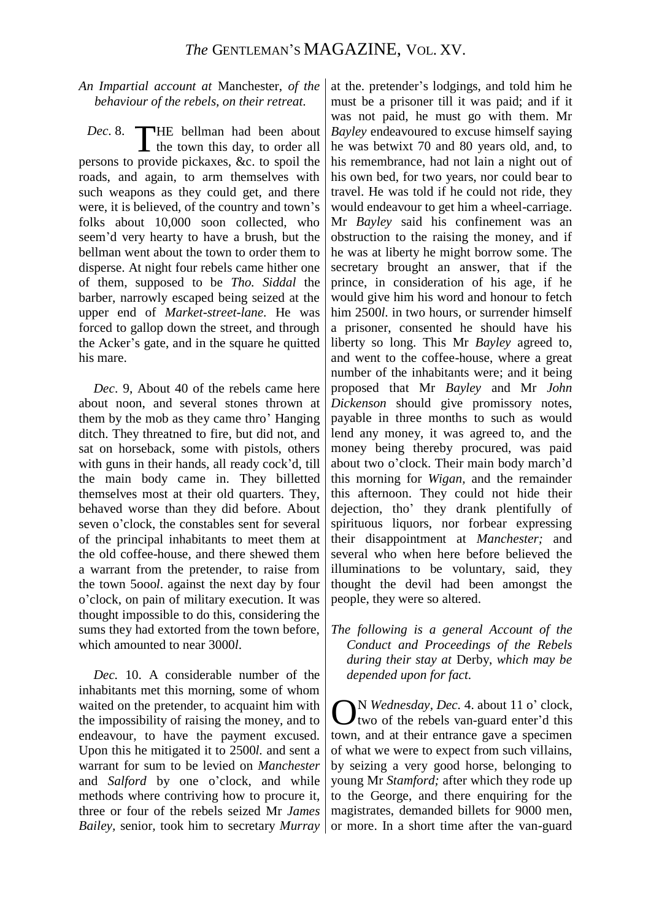*An Impartial account at* Manchester, *of the behaviour of the rebels, on their retreat.*

*Dec*. 8. THE bellman had been about the town this day, to order all persons to provide pickaxes, &c. to spoil the roads, and again, to arm themselves with such weapons as they could get, and there were, it is believed, of the country and town's folks about 10,000 soon collected, who seem'd very hearty to have a brush, but the bellman went about the town to order them to disperse. At night four rebels came hither one of them, supposed to be *Tho. Siddal* the barber, narrowly escaped being seized at the upper end of *Market-street-lane*. He was forced to gallop down the street, and through the Acker's gate, and in the square he quitted his mare.

*Dec*. 9, About 40 of the rebels came here about noon, and several stones thrown at them by the mob as they came thro' Hanging ditch. They threatned to fire, but did not, and sat on horseback, some with pistols, others with guns in their hands, all ready cock'd, till the main body came in. They billetted themselves most at their old quarters. They, behaved worse than they did before. About seven o'clock, the constables sent for several of the principal inhabitants to meet them at the old coffee-house, and there shewed them a warrant from the pretender, to raise from the town 5ooo*l*. against the next day by four o'clock, on pain of military execution. It was thought impossible to do this, considering the sums they had extorted from the town before, which amounted to near 3000*l*.

*Dec.* 10. A considerable number of the inhabitants met this morning, some of whom waited on the pretender, to acquaint him with the impossibility of raising the money, and to endeavour, to have the payment excused. Upon this he mitigated it to 2500*l.* and sent a warrant for sum to be levied on *Manchester* and *Salford* by one o'clock, and while methods where contriving how to procure it, three or four of the rebels seized Mr *James Bailey*, senior, took him to secretary *Murray* at the. pretender's lodgings, and told him he must be a prisoner till it was paid; and if it was not paid, he must go with them. Mr *Bayley* endeavoured to excuse himself saying he was betwixt 70 and 80 years old, and, to his remembrance, had not lain a night out of his own bed, for two years, nor could bear to travel. He was told if he could not ride, they would endeavour to get him a wheel-carriage. Mr *Bayley* said his confinement was an obstruction to the raising the money, and if he was at liberty he might borrow some. The secretary brought an answer, that if the prince, in consideration of his age, if he would give him his word and honour to fetch him 2500*l.* in two hours, or surrender himself a prisoner, consented he should have his liberty so long. This Mr *Bayley* agreed to, and went to the coffee-house, where a great number of the inhabitants were; and it being proposed that Mr *Bayley* and Mr *John Dickenson* should give promissory notes, payable in three months to such as would lend any money, it was agreed to, and the money being thereby procured, was paid about two o'clock. Their main body march'd this morning for *Wigan,* and the remainder this afternoon. They could not hide their dejection, tho' they drank plentifully of spirituous liquors, nor forbear expressing their disappointment at *Manchester;* and several who when here before believed the illuminations to be voluntary, said, they thought the devil had been amongst the people, they were so altered.

*The following is a general Account of the Conduct and Proceedings of the Rebels during their stay at* Derby, *which may be depended upon for fact.*

ON *Wednesday, Dec*. 4. about 11 o' clock, two of the rebels van-guard enter'd this town, and at their entrance gave a specimen of what we were to expect from such villains, by seizing a very good horse, belonging to young Mr *Stamford;* after which they rode up to the George, and there enquiring for the magistrates, demanded billets for 9000 men, or more. In a short time after the van-guard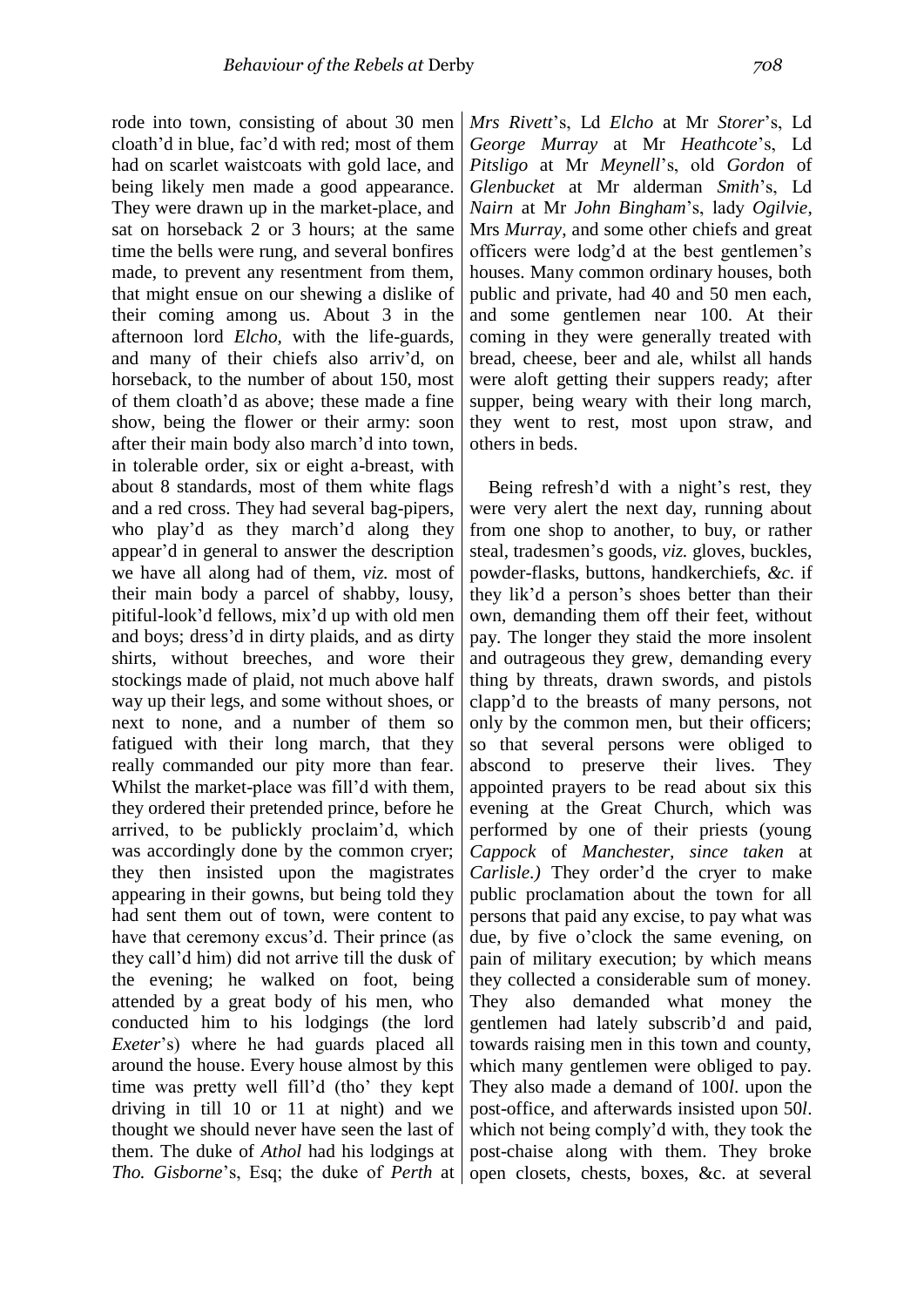rode into town, consisting of about 30 men cloath'd in blue, fac'd with red; most of them had on scarlet waistcoats with gold lace, and being likely men made a good appearance. They were drawn up in the market-place, and sat on horseback 2 or 3 hours; at the same time the bells were rung, and several bonfires made, to prevent any resentment from them, that might ensue on our shewing a dislike of their coming among us. About 3 in the afternoon lord *Elcho*, with the life-guards, and many of their chiefs also arriv'd, on horseback, to the number of about 150, most of them cloath'd as above; these made a fine show, being the flower or their army: soon after their main body also march'd into town, in tolerable order, six or eight a-breast, with about 8 standards, most of them white flags and a red cross. They had several bag-pipers, who play'd as they march'd along they appear'd in general to answer the description we have all along had of them, *viz.* most of their main body a parcel of shabby, lousy, pitiful-look'd fellows, mix'd up with old men and boys; dress'd in dirty plaids, and as dirty shirts, without breeches, and wore their stockings made of plaid, not much above half way up their legs, and some without shoes, or next to none, and a number of them so fatigued with their long march, that they really commanded our pity more than fear. Whilst the market-place was fill'd with them, they ordered their pretended prince, before he arrived, to be publickly proclaim'd, which was accordingly done by the common cryer; they then insisted upon the magistrates appearing in their gowns, but being told they had sent them out of town, were content to have that ceremony excus'd. Their prince (as they call'd him) did not arrive till the dusk of the evening; he walked on foot, being attended by a great body of his men, who conducted him to his lodgings (the lord *Exeter*'s) where he had guards placed all around the house. Every house almost by this time was pretty well fill'd (tho' they kept driving in till 10 or 11 at night) and we thought we should never have seen the last of them. The duke of *Athol* had his lodgings at *Tho. Gisborne*'s, Esq; the duke of *Perth* at *Mrs Rivett*'s, Ld *Elcho* at Mr *Storer*'s, Ld *George Murray* at Mr *Heathcote*'s, Ld *Pitsligo* at Mr *Meynell*'s, old *Gordon* of *Glenbucket* at Mr alderman *Smith*'s, Ld *Nairn* at Mr *John Bingham*'s, lady *Ogilvie*, Mrs *Murray*, and some other chiefs and great officers were lodg'd at the best gentlemen's houses. Many common ordinary houses, both public and private, had 40 and 50 men each, and some gentlemen near 100. At their coming in they were generally treated with bread, cheese, beer and ale, whilst all hands were aloft getting their suppers ready; after supper, being weary with their long march, they went to rest, most upon straw, and others in beds.

Being refresh'd with a night's rest, they were very alert the next day, running about from one shop to another, to buy, or rather steal, tradesmen's goods, *viz.* gloves, buckles, powder-flasks, buttons, handkerchiefs, *&c.* if they lik'd a person's shoes better than their own, demanding them off their feet, without pay. The longer they staid the more insolent and outrageous they grew, demanding every thing by threats, drawn swords, and pistols clapp'd to the breasts of many persons, not only by the common men, but their officers; so that several persons were obliged to abscond to preserve their lives. They appointed prayers to be read about six this evening at the Great Church, which was performed by one of their priests (young *Cappock* of *Manchester, since taken* at *Carlisle.)* They order'd the cryer to make public proclamation about the town for all persons that paid any excise, to pay what was due, by five o'clock the same evening, on pain of military execution; by which means they collected a considerable sum of money. They also demanded what money the gentlemen had lately subscrib'd and paid, towards raising men in this town and county, which many gentlemen were obliged to pay. They also made a demand of 100*l.* upon the post-office, and afterwards insisted upon 50*l*. which not being comply'd with, they took the post-chaise along with them. They broke open closets, chests, boxes, &c. at several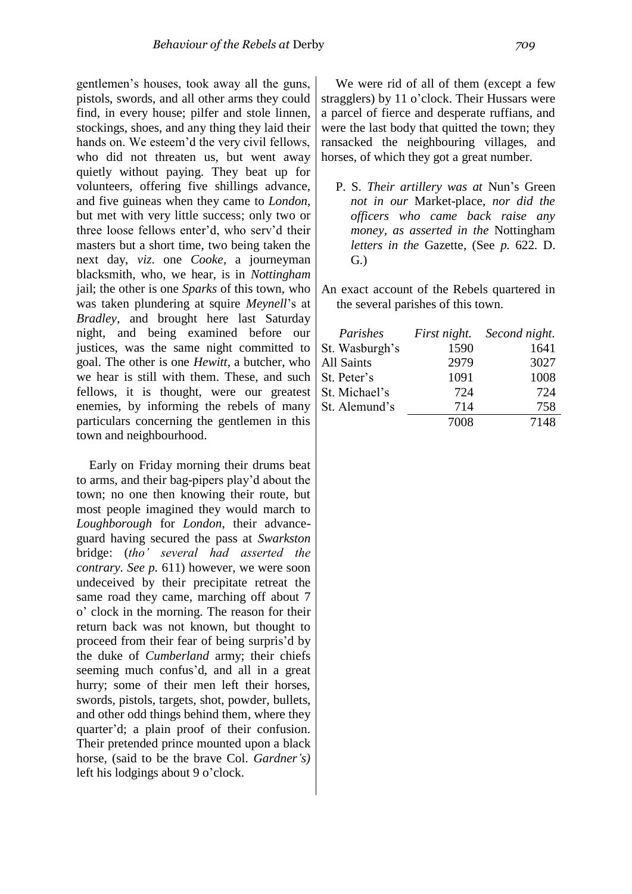gentlemen's houses, took away all the guns, pistols, swords, and all other arms they could find, in every house; pilfer and stole linnen, stockings, shoes, and any thing they laid their hands on. We esteem'd the very civil fellows, who did not threaten us, but went away quietly without paying. They beat up for volunteers, offering five shillings advance, and five guineas when they came to *London*, but met with very little success; only two or three loose fellows enter'd, who serv'd their masters but a short time, two being taken the next day, *viz*. one *Cooke*, a journeyman blacksmith, who, we hear, is in *Nottingham* jail; the other is one *Sparks* of this town, who was taken plundering at squire *Meynell*'s at *Bradley*, and brought here last Saturday night, and being examined before our justices, was the same night committed to goal. The other is one *Hewitt*, a butcher, who we hear is still with them. These, and such fellows, it is thought, were our greatest enemies, by informing the rebels of many particulars concerning the gentlemen in this town and neighbourhood.

Early on Friday morning their drums beat to arms, and their bag-pipers play'd about the town; no one then knowing their route, but most people imagined they would march to *Loughborough* for *London*, their advance-guard having secured the pass at *Swarkston* bridge: (*tho' several had asserted the contrary*. *See p.* 611) however, we were soon undeceived by their precipitate retreat the same road they came, marching off about 7 o' clock in the morning. The reason for their return back was not known, but thought to proceed from their fear of being surpris'd by the duke of *Cumberland* army; their chiefs seeming much confus'd, and all in a great hurry; some of their men left their horses, swords, pistols, targets, shot, powder, bullets, and other odd things behind them, where they quarter'd; a plain proof of their confusion. Their pretended prince mounted upon a black horse, (said to be the brave Col. *Gardner's)* left his lodgings about 9 o'clock.

We were rid of all of them (except a few stragglers) by 11 o'clock. Their Hussars were a parcel of fierce and desperate ruffians, and were the last body that quitted the town; they ransacked the neighbouring villages, and horses, of which they got a great number.

P. S. *Their artillery was at* Nun's Green *not in our* Market-place, *nor did the officers who came back raise any money, as asserted in the* Nottingham *letters in the* Gazette, (See *p.* 622. D. G.)

An exact account of the Rebels quartered in the several parishes of this town.

| *Parishes* | *First night.* | *Second night.* |
|---|---|---|
| St. Wasburgh's | 1590 | 1641 |
| All Saints | 2979 | 3027 |
| St. Peter's | 1091 | 1008 |
| St. Michael's | 724 | 724 |
| St. Alemund's | 714 | 758 |
| | 7008 | 7148 |